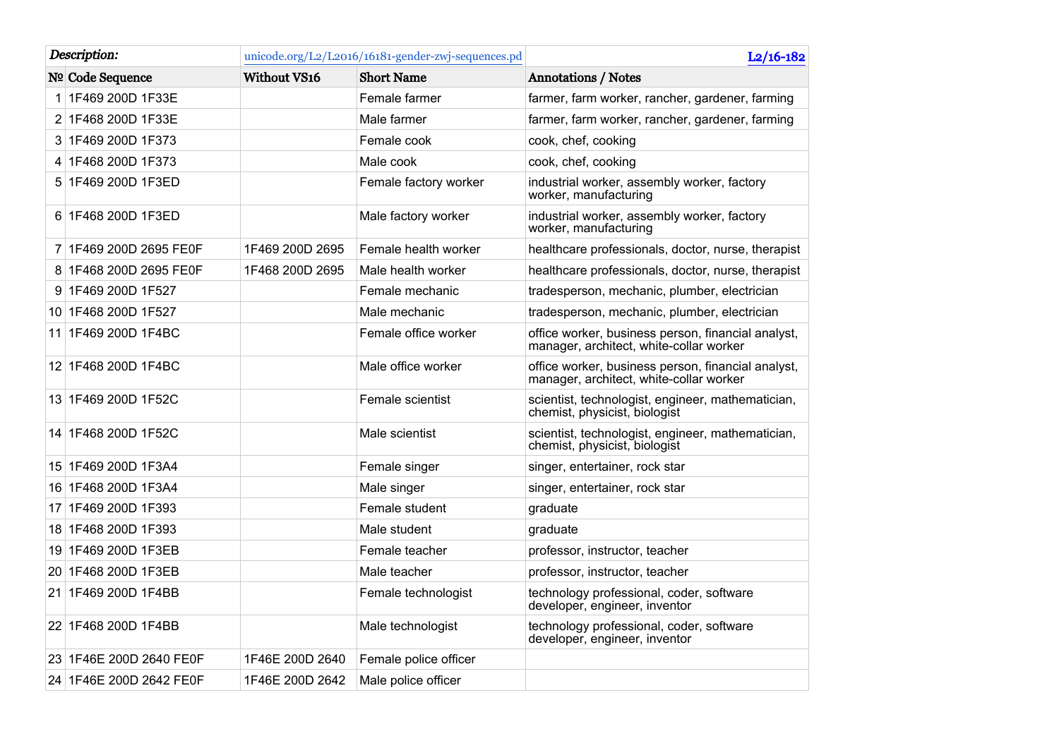| *Description:* | unicode.org/L2/L2016/16181-gender-zwj-sequences.pd | | L2/16-182 |
|---|---|---|---|
| **№ Code Sequence** | **Without VS16** | **Short Name** | **Annotations / Notes** |
| 1 1F469 200D 1F33E | | Female farmer | farmer, farm worker, rancher, gardener, farming |
| 2 1F468 200D 1F33E | | Male farmer | farmer, farm worker, rancher, gardener, farming |
| 3 1F469 200D 1F373 | | Female cook | cook, chef, cooking |
| 4 1F468 200D 1F373 | | Male cook | cook, chef, cooking |
| 5 1F469 200D 1F3ED | | Female factory worker | industrial worker, assembly worker, factory worker, manufacturing |
| 6 1F468 200D 1F3ED | | Male factory worker | industrial worker, assembly worker, factory worker, manufacturing |
| 7 1F469 200D 2695 FE0F | 1F469 200D 2695 | Female health worker | healthcare professionals, doctor, nurse, therapist |
| 8 1F468 200D 2695 FE0F | 1F468 200D 2695 | Male health worker | healthcare professionals, doctor, nurse, therapist |
| 9 1F469 200D 1F527 | | Female mechanic | tradesperson, mechanic, plumber, electrician |
| 10 1F468 200D 1F527 | | Male mechanic | tradesperson, mechanic, plumber, electrician |
| 11 1F469 200D 1F4BC | | Female office worker | office worker, business person, financial analyst, manager, architect, white-collar worker |
| 12 1F468 200D 1F4BC | | Male office worker | office worker, business person, financial analyst, manager, architect, white-collar worker |
| 13 1F469 200D 1F52C | | Female scientist | scientist, technologist, engineer, mathematician, chemist, physicist, biologist |
| 14 1F468 200D 1F52C | | Male scientist | scientist, technologist, engineer, mathematician, chemist, physicist, biologist |
| 15 1F469 200D 1F3A4 | | Female singer | singer, entertainer, rock star |
| 16 1F468 200D 1F3A4 | | Male singer | singer, entertainer, rock star |
| 17 1F469 200D 1F393 | | Female student | graduate |
| 18 1F468 200D 1F393 | | Male student | graduate |
| 19 1F469 200D 1F3EB | | Female teacher | professor, instructor, teacher |
| 20 1F468 200D 1F3EB | | Male teacher | professor, instructor, teacher |
| 21 1F469 200D 1F4BB | | Female technologist | technology professional, coder, software developer, engineer, inventor |
| 22 1F468 200D 1F4BB | | Male technologist | technology professional, coder, software developer, engineer, inventor |
| 23 1F46E 200D 2640 FE0F | 1F46E 200D 2640 | Female police officer | |
| 24 1F46E 200D 2642 FE0F | 1F46E 200D 2642 | Male police officer | |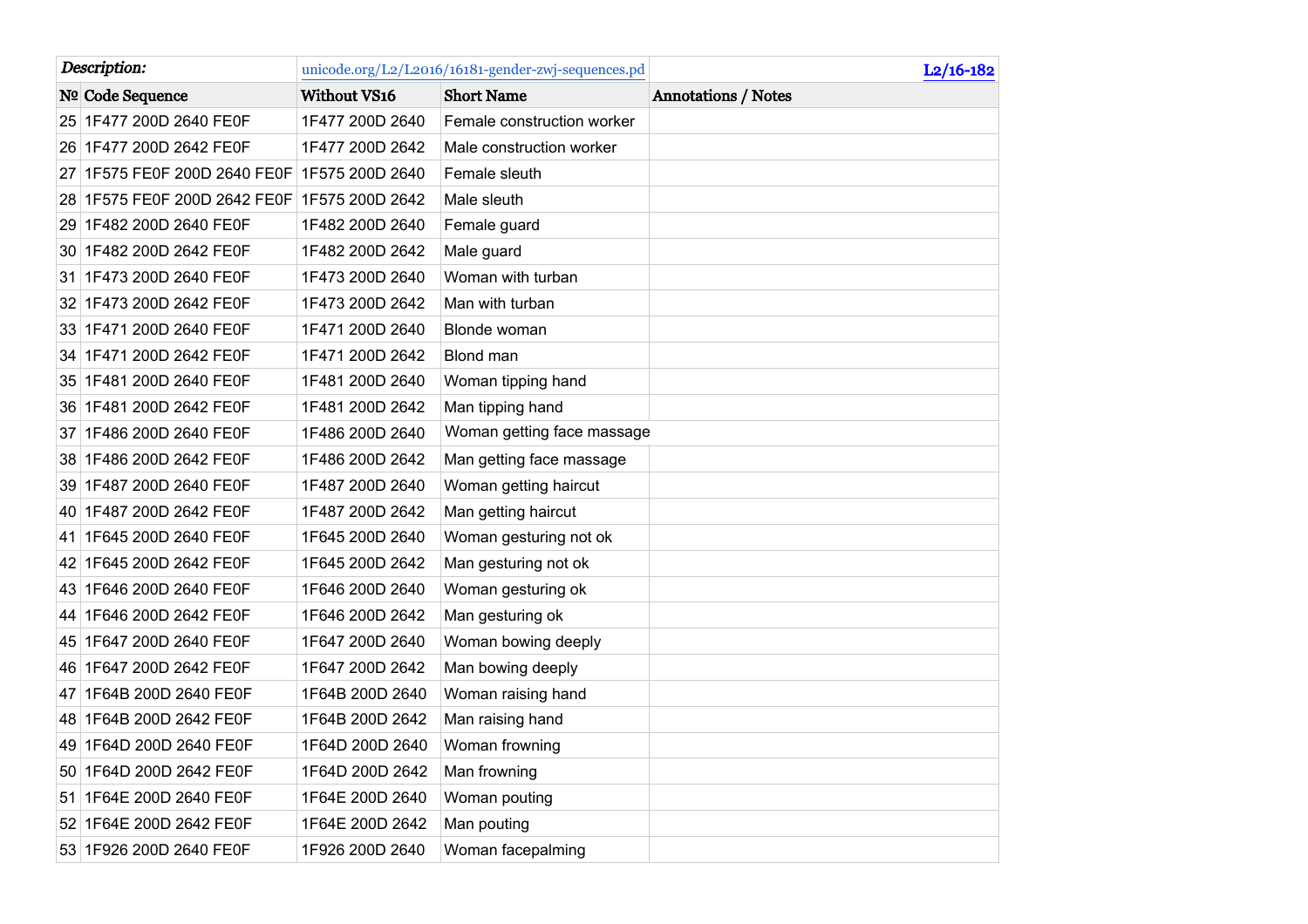| *Description:* | unicode.org/L2/L2016/16181-gender-zwj-sequences.pd | | L2/16-182 |
|---|---|---|---|
| **№ Code Sequence** | **Without VS16** | **Short Name** | **Annotations / Notes** |
| 25 1F477 200D 2640 FE0F | 1F477 200D 2640 | Female construction worker | |
| 26 1F477 200D 2642 FE0F | 1F477 200D 2642 | Male construction worker | |
| 27 1F575 FE0F 200D 2640 FE0F | 1F575 200D 2640 | Female sleuth | |
| 28 1F575 FE0F 200D 2642 FE0F | 1F575 200D 2642 | Male sleuth | |
| 29 1F482 200D 2640 FE0F | 1F482 200D 2640 | Female guard | |
| 30 1F482 200D 2642 FE0F | 1F482 200D 2642 | Male guard | |
| 31 1F473 200D 2640 FE0F | 1F473 200D 2640 | Woman with turban | |
| 32 1F473 200D 2642 FE0F | 1F473 200D 2642 | Man with turban | |
| 33 1F471 200D 2640 FE0F | 1F471 200D 2640 | Blonde woman | |
| 34 1F471 200D 2642 FE0F | 1F471 200D 2642 | Blond man | |
| 35 1F481 200D 2640 FE0F | 1F481 200D 2640 | Woman tipping hand | |
| 36 1F481 200D 2642 FE0F | 1F481 200D 2642 | Man tipping hand | |
| 37 1F486 200D 2640 FE0F | 1F486 200D 2640 | Woman getting face massage | |
| 38 1F486 200D 2642 FE0F | 1F486 200D 2642 | Man getting face massage | |
| 39 1F487 200D 2640 FE0F | 1F487 200D 2640 | Woman getting haircut | |
| 40 1F487 200D 2642 FE0F | 1F487 200D 2642 | Man getting haircut | |
| 41 1F645 200D 2640 FE0F | 1F645 200D 2640 | Woman gesturing not ok | |
| 42 1F645 200D 2642 FE0F | 1F645 200D 2642 | Man gesturing not ok | |
| 43 1F646 200D 2640 FE0F | 1F646 200D 2640 | Woman gesturing ok | |
| 44 1F646 200D 2642 FE0F | 1F646 200D 2642 | Man gesturing ok | |
| 45 1F647 200D 2640 FE0F | 1F647 200D 2640 | Woman bowing deeply | |
| 46 1F647 200D 2642 FE0F | 1F647 200D 2642 | Man bowing deeply | |
| 47 1F64B 200D 2640 FE0F | 1F64B 200D 2640 | Woman raising hand | |
| 48 1F64B 200D 2642 FE0F | 1F64B 200D 2642 | Man raising hand | |
| 49 1F64D 200D 2640 FE0F | 1F64D 200D 2640 | Woman frowning | |
| 50 1F64D 200D 2642 FE0F | 1F64D 200D 2642 | Man frowning | |
| 51 1F64E 200D 2640 FE0F | 1F64E 200D 2640 | Woman pouting | |
| 52 1F64E 200D 2642 FE0F | 1F64E 200D 2642 | Man pouting | |
| 53 1F926 200D 2640 FE0F | 1F926 200D 2640 | Woman facepalming | |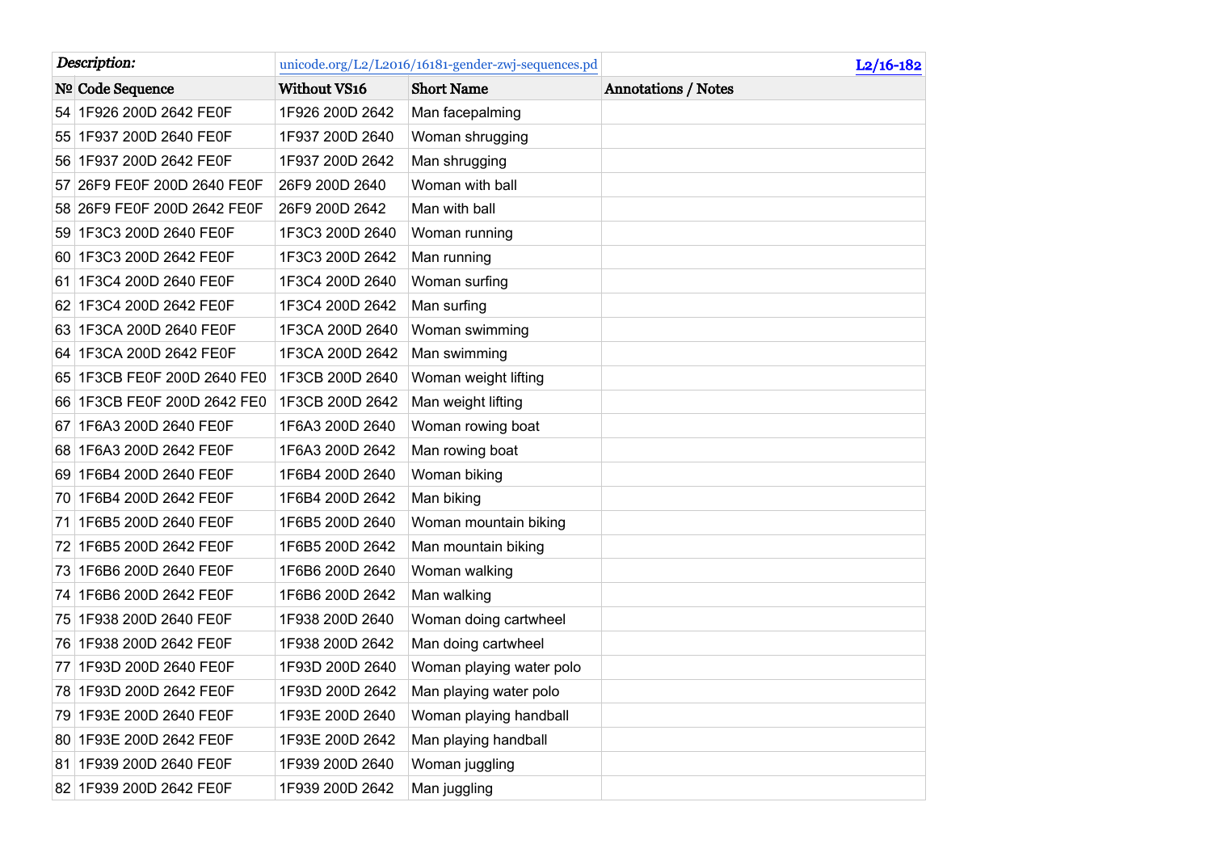| *Description:* | | unicode.org/L2/L2016/16181-gender-zwj-sequences.pd | | L2/16-182 |
|---|---|---|---|---|
| **№** | **Code Sequence** | **Without VS16** | **Short Name** | **Annotations / Notes** |
| 54 | 1F926 200D 2642 FE0F | 1F926 200D 2642 | Man facepalming | |
| 55 | 1F937 200D 2640 FE0F | 1F937 200D 2640 | Woman shrugging | |
| 56 | 1F937 200D 2642 FE0F | 1F937 200D 2642 | Man shrugging | |
| 57 | 26F9 FE0F 200D 2640 FE0F | 26F9 200D 2640 | Woman with ball | |
| 58 | 26F9 FE0F 200D 2642 FE0F | 26F9 200D 2642 | Man with ball | |
| 59 | 1F3C3 200D 2640 FE0F | 1F3C3 200D 2640 | Woman running | |
| 60 | 1F3C3 200D 2642 FE0F | 1F3C3 200D 2642 | Man running | |
| 61 | 1F3C4 200D 2640 FE0F | 1F3C4 200D 2640 | Woman surfing | |
| 62 | 1F3C4 200D 2642 FE0F | 1F3C4 200D 2642 | Man surfing | |
| 63 | 1F3CA 200D 2640 FE0F | 1F3CA 200D 2640 | Woman swimming | |
| 64 | 1F3CA 200D 2642 FE0F | 1F3CA 200D 2642 | Man swimming | |
| 65 | 1F3CB FE0F 200D 2640 FE0 | 1F3CB 200D 2640 | Woman weight lifting | |
| 66 | 1F3CB FE0F 200D 2642 FE0 | 1F3CB 200D 2642 | Man weight lifting | |
| 67 | 1F6A3 200D 2640 FE0F | 1F6A3 200D 2640 | Woman rowing boat | |
| 68 | 1F6A3 200D 2642 FE0F | 1F6A3 200D 2642 | Man rowing boat | |
| 69 | 1F6B4 200D 2640 FE0F | 1F6B4 200D 2640 | Woman biking | |
| 70 | 1F6B4 200D 2642 FE0F | 1F6B4 200D 2642 | Man biking | |
| 71 | 1F6B5 200D 2640 FE0F | 1F6B5 200D 2640 | Woman mountain biking | |
| 72 | 1F6B5 200D 2642 FE0F | 1F6B5 200D 2642 | Man mountain biking | |
| 73 | 1F6B6 200D 2640 FE0F | 1F6B6 200D 2640 | Woman walking | |
| 74 | 1F6B6 200D 2642 FE0F | 1F6B6 200D 2642 | Man walking | |
| 75 | 1F938 200D 2640 FE0F | 1F938 200D 2640 | Woman doing cartwheel | |
| 76 | 1F938 200D 2642 FE0F | 1F938 200D 2642 | Man doing cartwheel | |
| 77 | 1F93D 200D 2640 FE0F | 1F93D 200D 2640 | Woman playing water polo | |
| 78 | 1F93D 200D 2642 FE0F | 1F93D 200D 2642 | Man playing water polo | |
| 79 | 1F93E 200D 2640 FE0F | 1F93E 200D 2640 | Woman playing handball | |
| 80 | 1F93E 200D 2642 FE0F | 1F93E 200D 2642 | Man playing handball | |
| 81 | 1F939 200D 2640 FE0F | 1F939 200D 2640 | Woman juggling | |
| 82 | 1F939 200D 2642 FE0F | 1F939 200D 2642 | Man juggling | |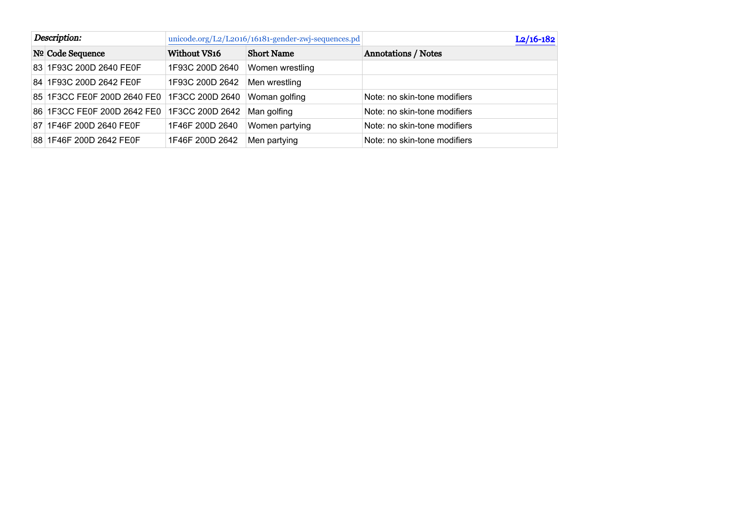| *Description:* | unicode.org/L2/L2016/16181-gender-zwj-sequences.pd | | L2/16-182 |
|---|---|---|---|
| **№ Code Sequence** | **Without VS16** | **Short Name** | **Annotations / Notes** |
| 83 1F93C 200D 2640 FE0F | 1F93C 200D 2640 | Women wrestling | |
| 84 1F93C 200D 2642 FE0F | 1F93C 200D 2642 | Men wrestling | |
| 85 1F3CC FE0F 200D 2640 FE0 | 1F3CC 200D 2640 | Woman golfing | Note: no skin-tone modifiers |
| 86 1F3CC FE0F 200D 2642 FE0 | 1F3CC 200D 2642 | Man golfing | Note: no skin-tone modifiers |
| 87 1F46F 200D 2640 FE0F | 1F46F 200D 2640 | Women partying | Note: no skin-tone modifiers |
| 88 1F46F 200D 2642 FE0F | 1F46F 200D 2642 | Men partying | Note: no skin-tone modifiers |